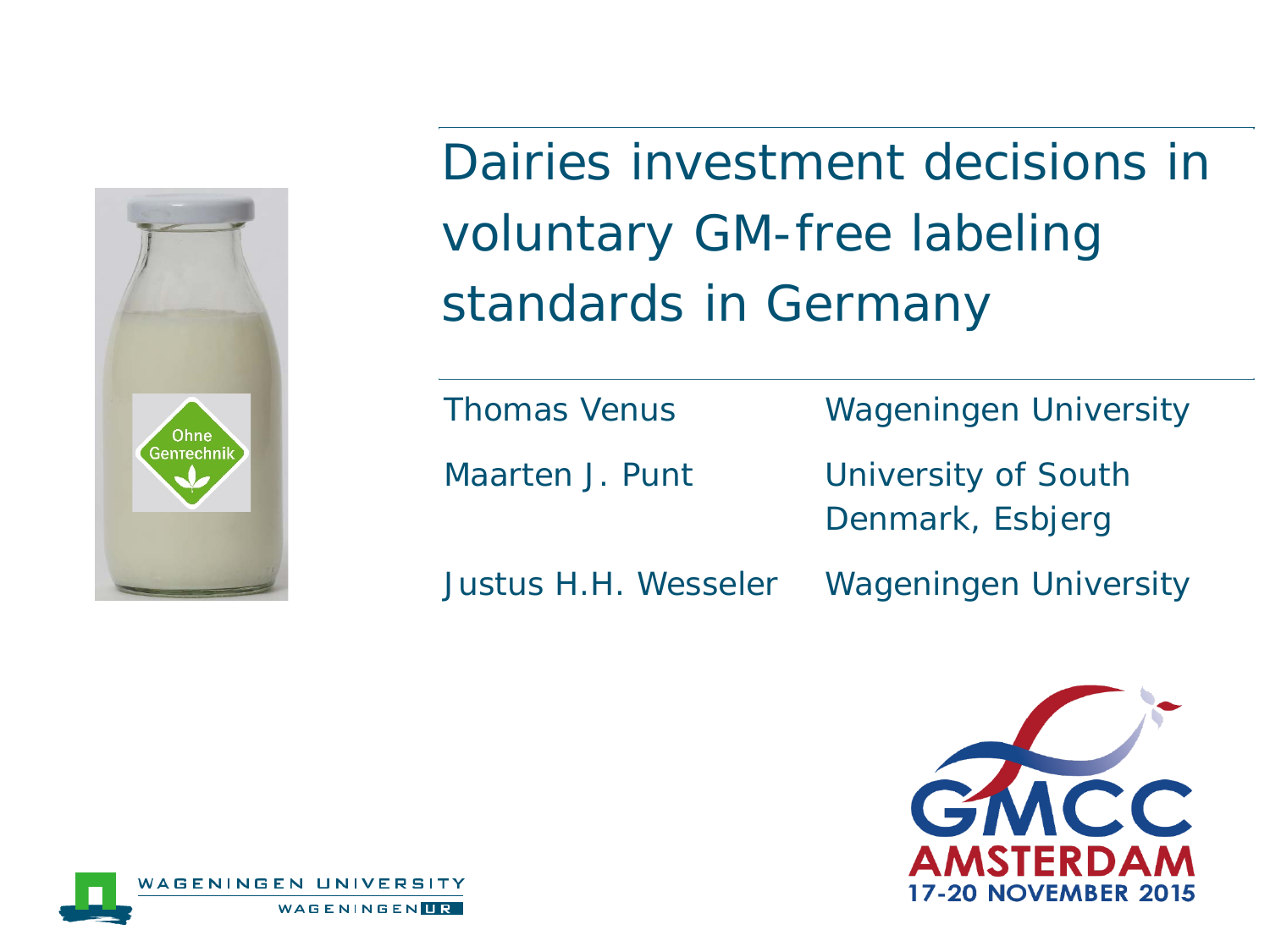# Dairies investment decisions in voluntary GM-free labeling standards in Germany

| | |
|---|---|
| Thomas Venus | Wageningen University |
| Maarten J. Punt | University of South Denmark, Esbjerg |
| Justus H.H. Wesseler | Wageningen University |

GMCC AMSTERDAM 17-20 NOVEMBER 2015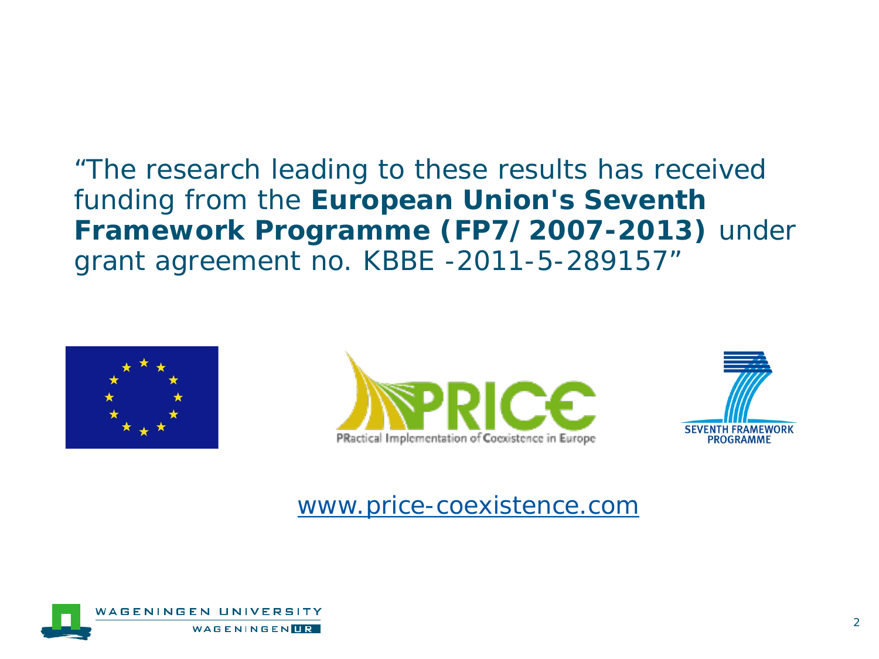"The research leading to these results has received funding from the **European Union's Seventh Framework Programme (FP7/2007-2013)** under grant agreement no. KBBE -2011-5-289157"

PRactical Implementation of Coexistence in Europe

SEVENTH FRAMEWORK PROGRAMME

www.price-coexistence.com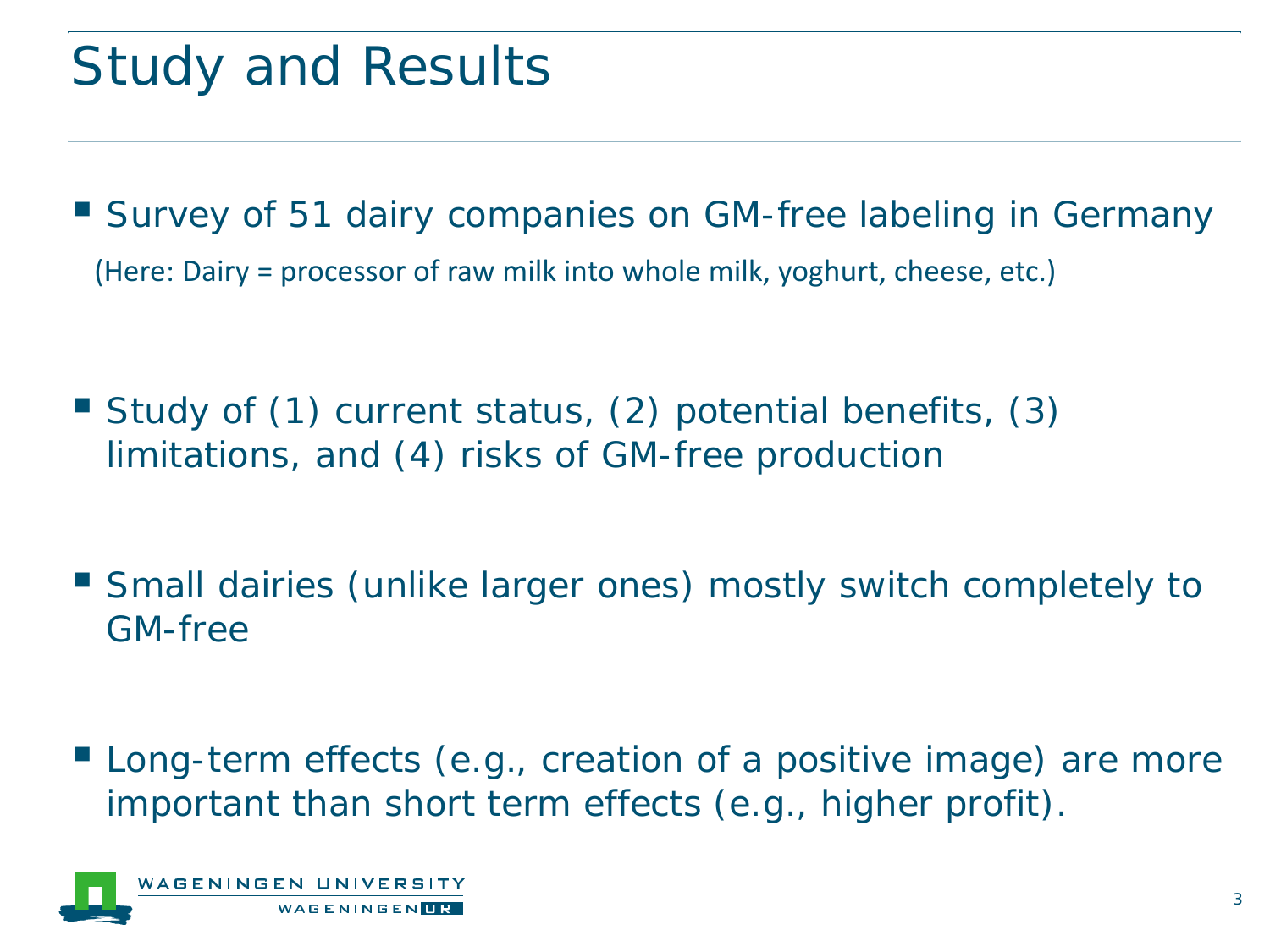# Study and Results

- Survey of 51 dairy companies on GM-free labeling in Germany

  (Here: Dairy = processor of raw milk into whole milk, yoghurt, cheese, etc.)

- Study of (1) current status, (2) potential benefits, (3) limitations, and (4) risks of GM-free production

- Small dairies (unlike larger ones) mostly switch completely to GM-free

- Long-term effects (e.g., creation of a positive image) are more important than short term effects (e.g., higher profit).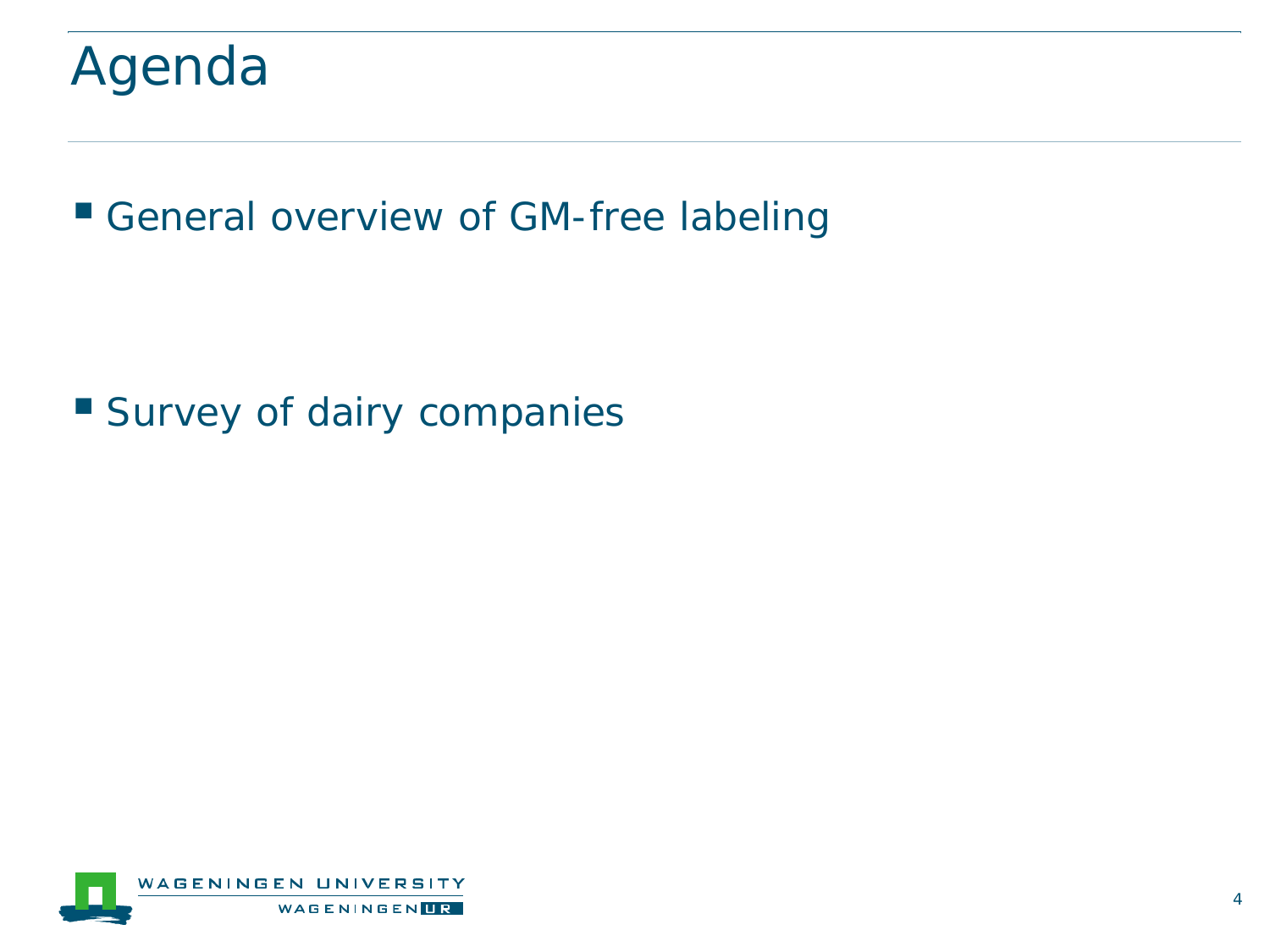# Agenda

- General overview of GM-free labeling

- Survey of dairy companies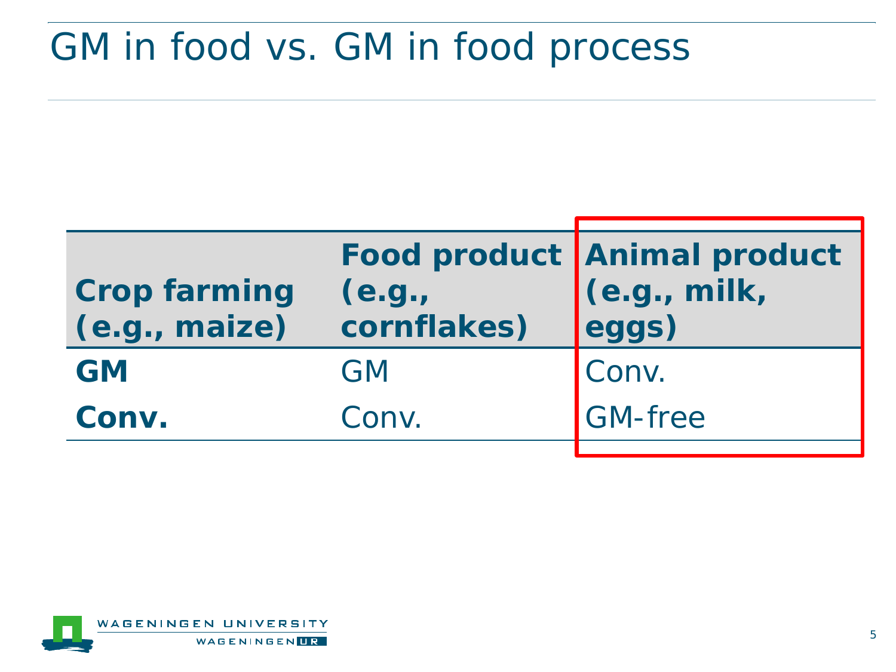# GM in food vs. GM in food process

| Crop farming (e.g., maize) | Food product (e.g., cornflakes) | Animal product (e.g., milk, eggs) |
|---|---|---|
| **GM** | GM | Conv. |
| **Conv.** | Conv. | GM-free |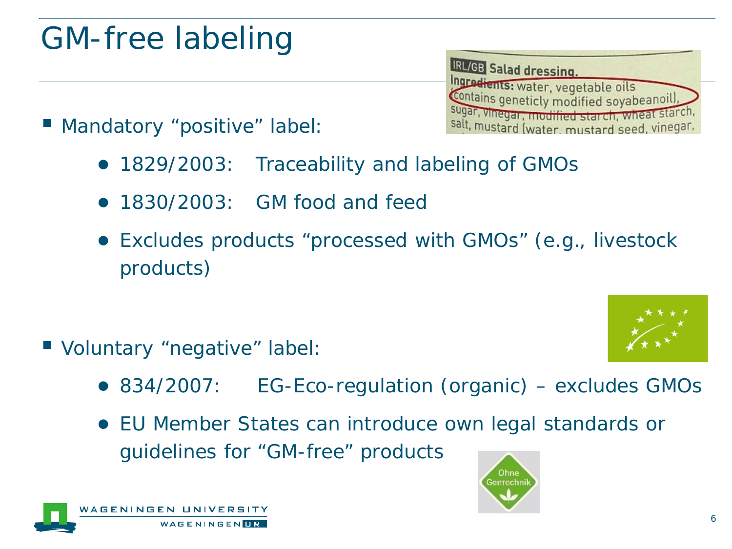# GM-free labeling

- Mandatory "positive" label:
  - 1829/2003: Traceability and labeling of GMOs
  - 1830/2003: GM food and feed
  - Excludes products "processed with GMOs" (e.g., livestock products)

- Voluntary "negative" label:
  - 834/2007: EG-Eco-regulation (organic) – excludes GMOs
  - EU Member States can introduce own legal standards or guidelines for "GM-free" products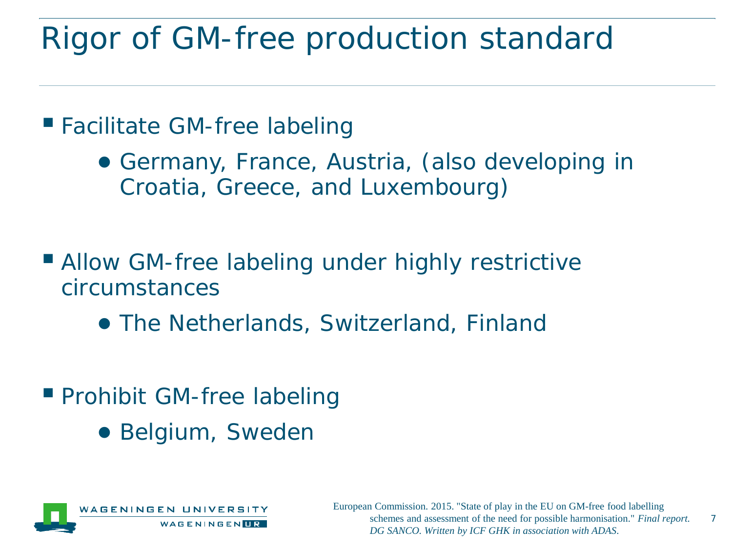# Rigor of GM-free production standard

- Facilitate GM-free labeling
  - Germany, France, Austria, (also developing in Croatia, Greece, and Luxembourg)

- Allow GM-free labeling under highly restrictive circumstances
  - The Netherlands, Switzerland, Finland

- Prohibit GM-free labeling
  - Belgium, Sweden

WAGENINGEN UNIVERSITY
WAGENINGEN UR

European Commission. 2015. "State of play in the EU on GM-free food labelling schemes and assessment of the need for possible harmonisation." *Final report. DG SANCO. Written by ICF GHK in association with ADAS.*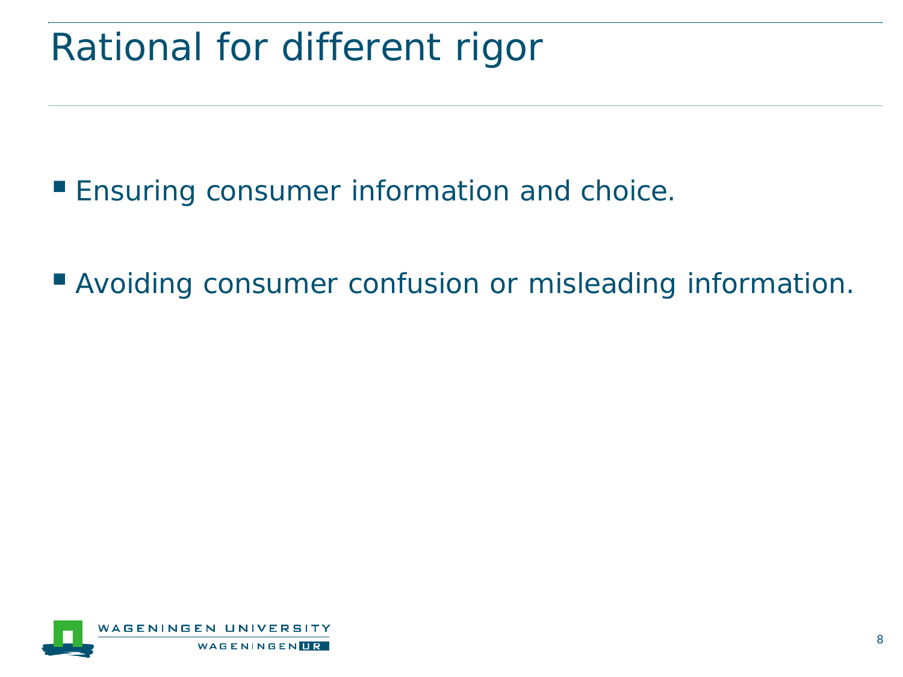# Rational for different rigor

- Ensuring consumer information and choice.
- Avoiding consumer confusion or misleading information.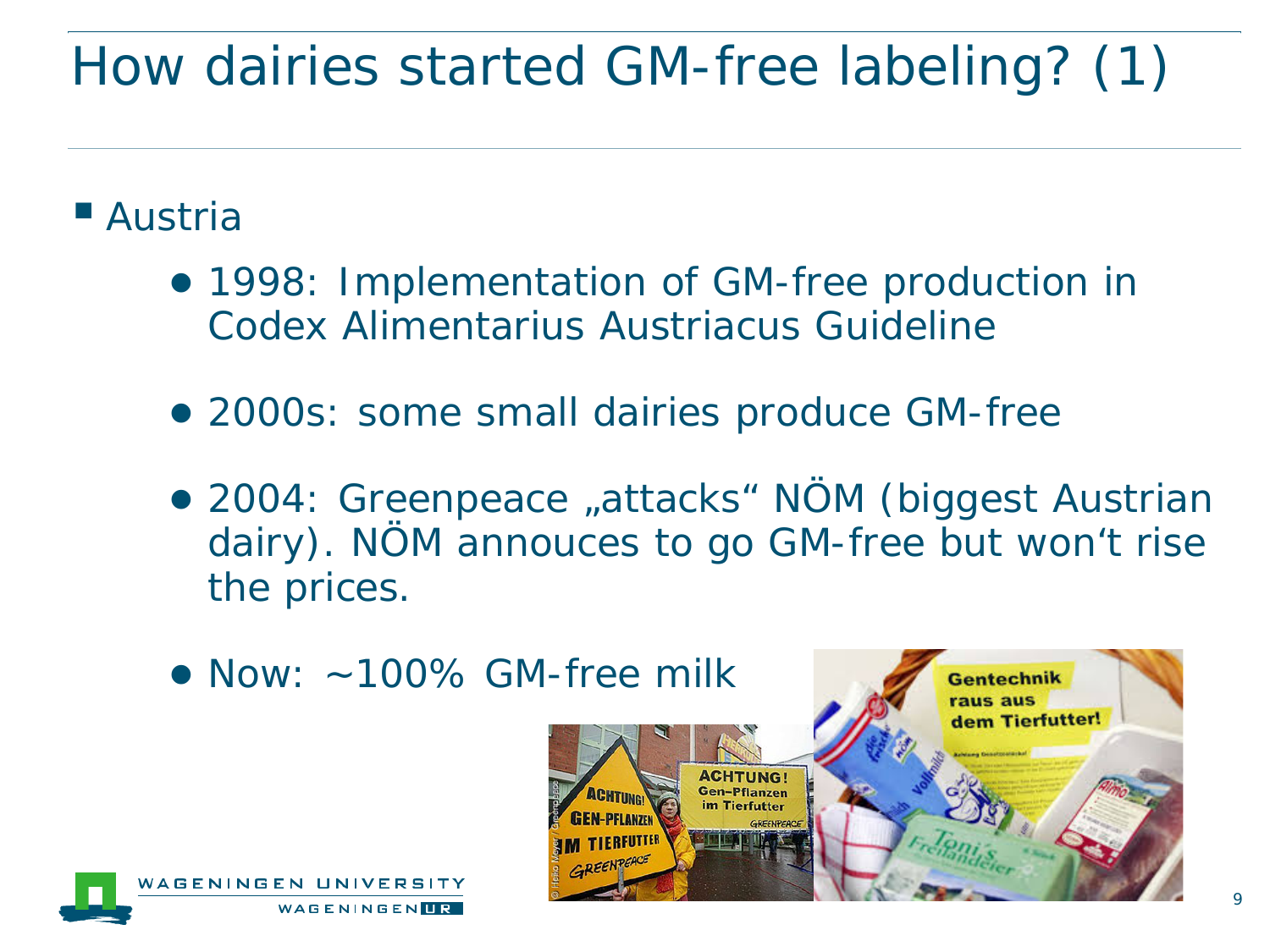# How dairies started GM-free labeling? (1)

- Austria
  - 1998: Implementation of GM-free production in Codex Alimentarius Austriacus Guideline
  - 2000s: some small dairies produce GM-free
  - 2004: Greenpeace „attacks“ NÖM (biggest Austrian dairy). NÖM annouces to go GM-free but won‘t rise the prices.
  - Now: ~100% GM-free milk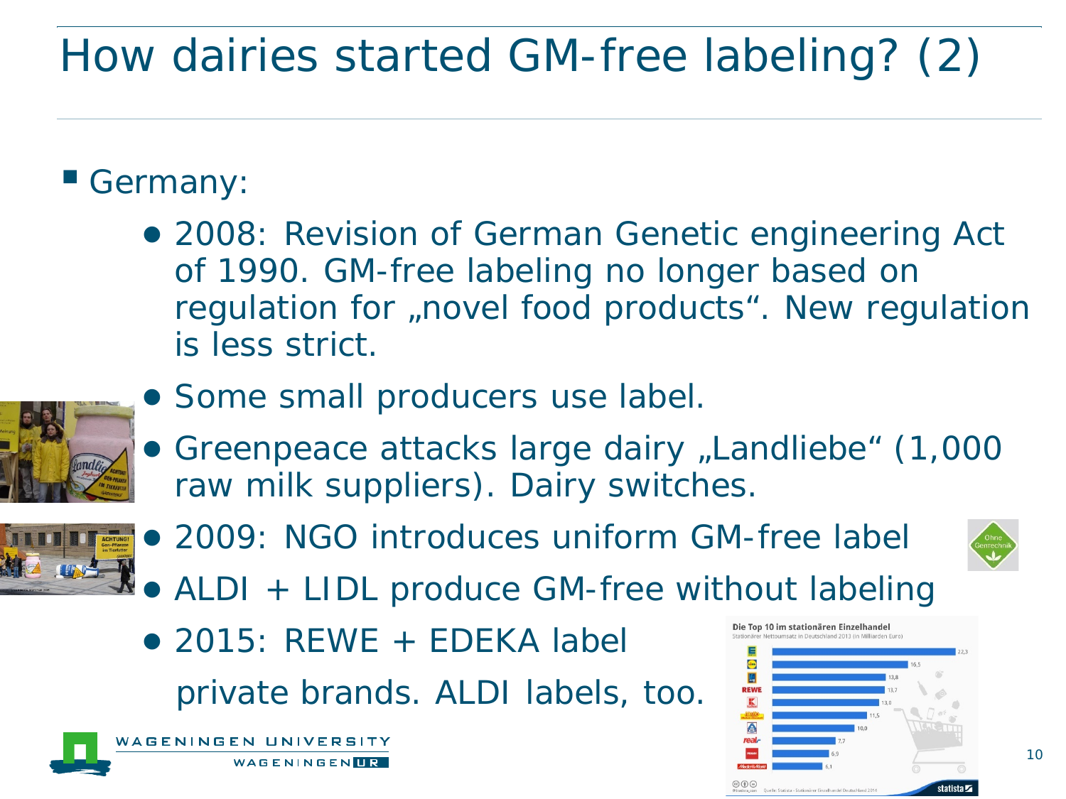# How dairies started GM-free labeling? (2)

- Germany:
  - 2008: Revision of German Genetic engineering Act of 1990. GM-free labeling no longer based on regulation for „novel food products". New regulation is less strict.
  - Some small producers use label.
  - Greenpeace attacks large dairy „Landliebe" (1,000 raw milk suppliers). Dairy switches.
  - 2009: NGO introduces uniform GM-free label
  - ALDI + LIDL produce GM-free without labeling
  - 2015: REWE + EDEKA label private brands. ALDI labels, too.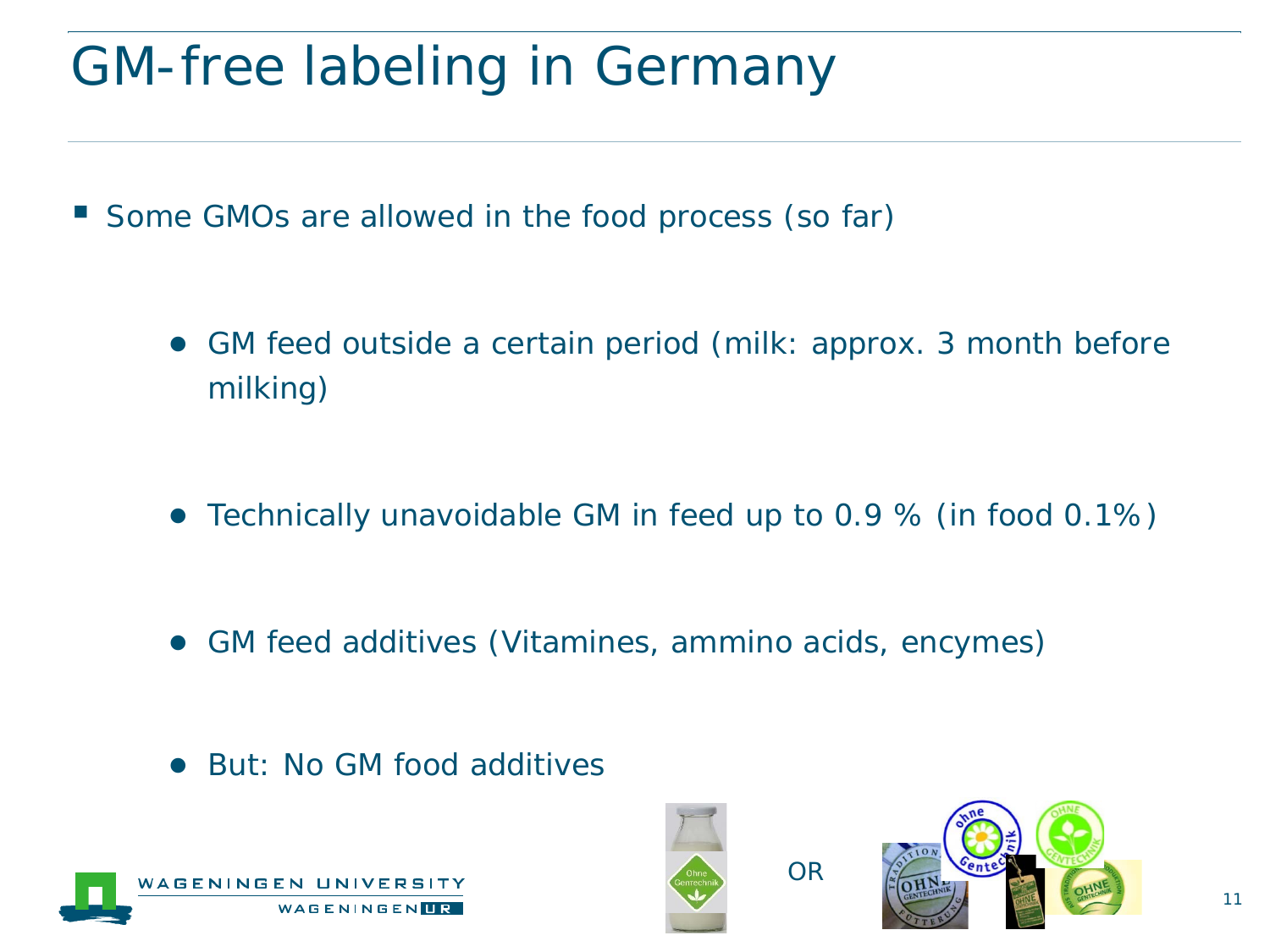# GM-free labeling in Germany

- Some GMOs are allowed in the food process (so far)
  - GM feed outside a certain period (milk: approx. 3 month before milking)
  - Technically unavoidable GM in feed up to 0.9 % (in food 0.1%)
  - GM feed additives (Vitamines, ammino acids, encymes)
  - But: No GM food additives

OR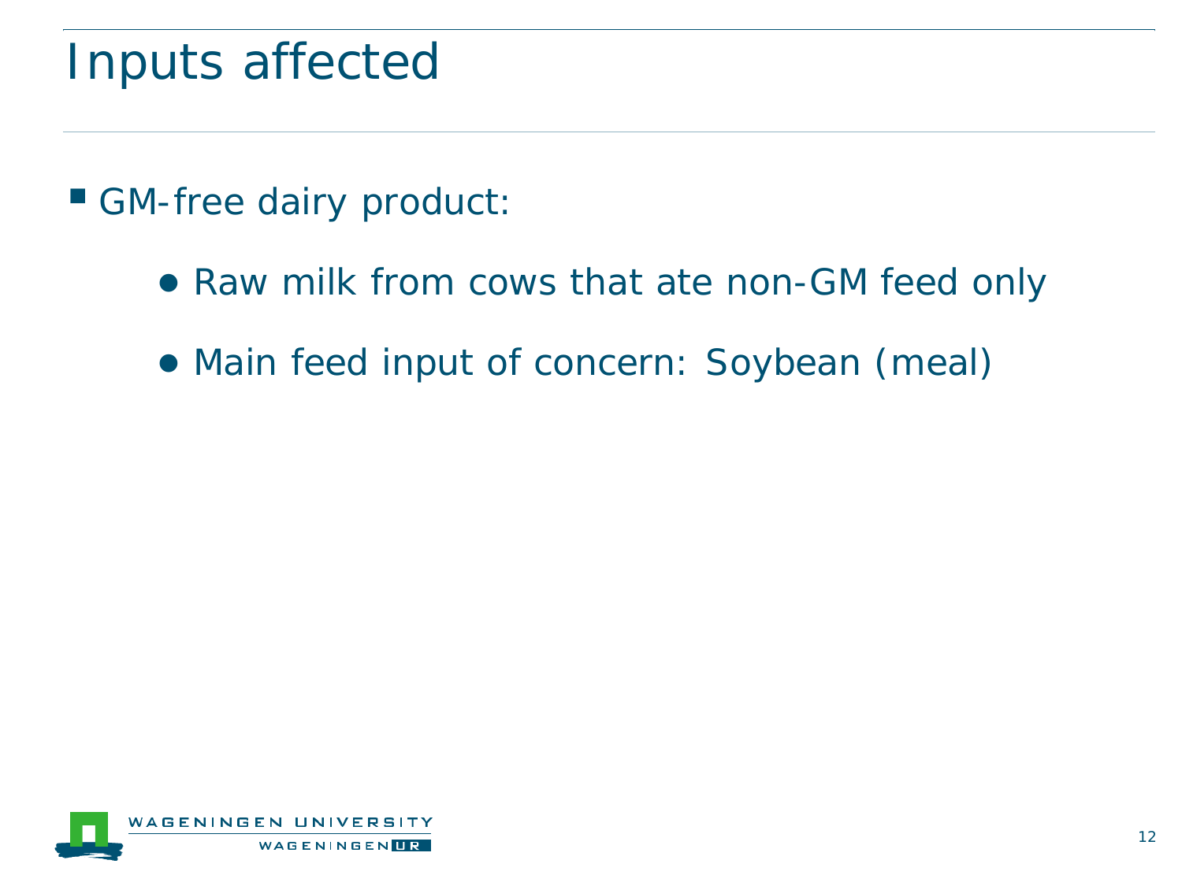# Inputs affected

- GM-free dairy product:
  - Raw milk from cows that ate non-GM feed only
  - Main feed input of concern: Soybean (meal)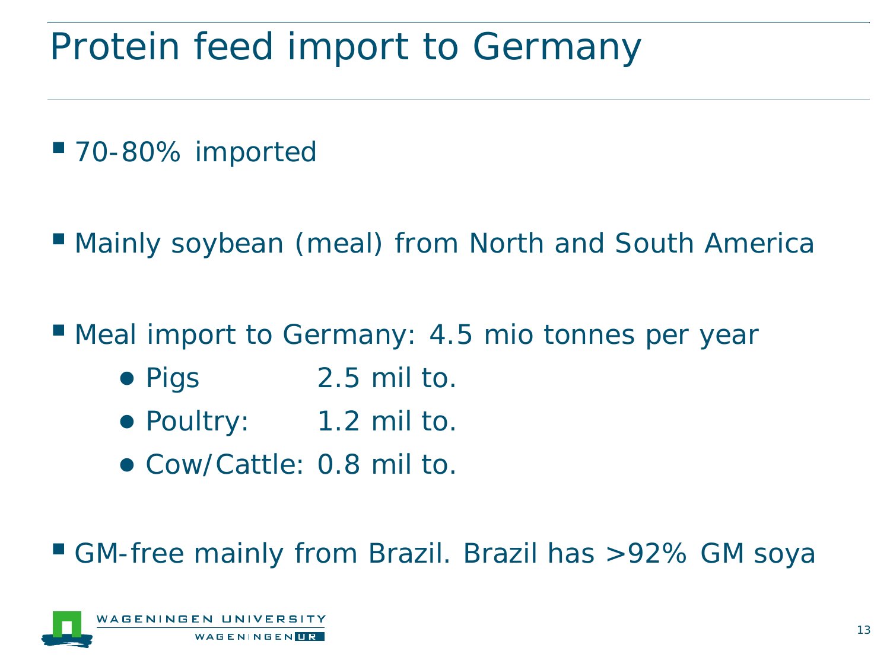# Protein feed import to Germany

- 70-80% imported

- Mainly soybean (meal) from North and South America

- Meal import to Germany: 4.5 mio tonnes per year
  - Pigs 2.5 mil to.
  - Poultry: 1.2 mil to.
  - Cow/Cattle: 0.8 mil to.

- GM-free mainly from Brazil. Brazil has >92% GM soya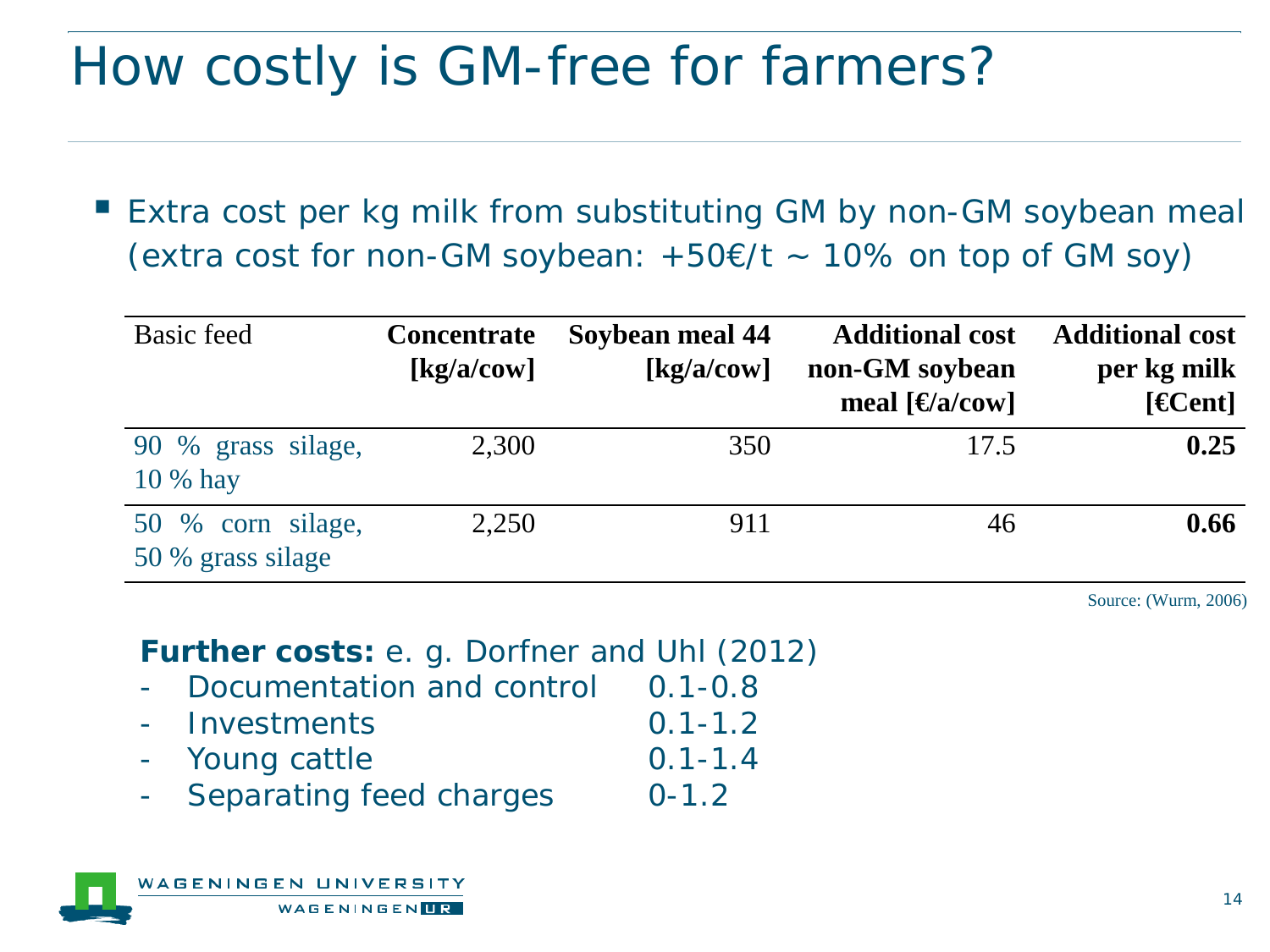# How costly is GM-free for farmers?

- Extra cost per kg milk from substituting GM by non-GM soybean meal (extra cost for non-GM soybean: +50€/t ~ 10% on top of GM soy)

| Basic feed | Concentrate [kg/a/cow] | Soybean meal 44 [kg/a/cow] | Additional cost non-GM soybean meal [€/a/cow] | Additional cost per kg milk [€Cent] |
|---|---|---|---|---|
| 90 % grass silage, 10 % hay | 2,300 | 350 | 17.5 | **0.25** |
| 50 % corn silage, 50 % grass silage | 2,250 | 911 | 46 | **0.66** |

Source: (Wurm, 2006)

**Further costs:** e. g. Dorfner and Uhl (2012)

- Documentation and control 0.1-0.8
- Investments 0.1-1.2
- Young cattle 0.1-1.4
- Separating feed charges 0-1.2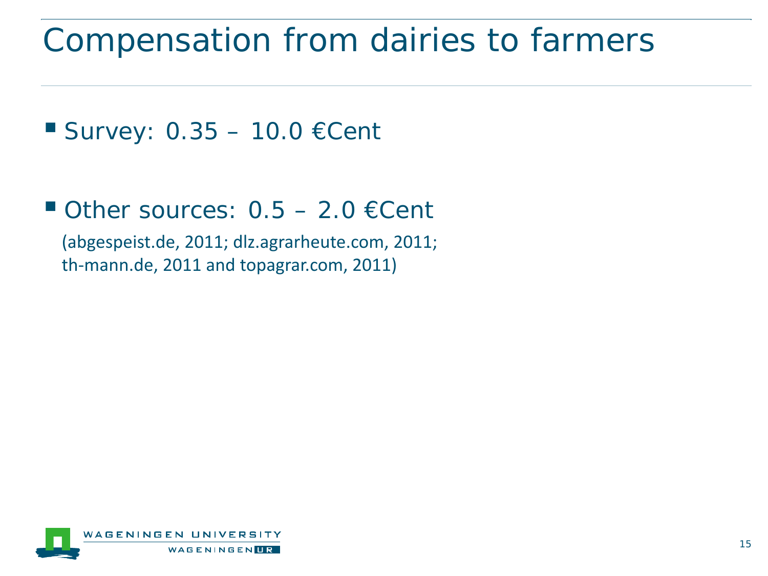# Compensation from dairies to farmers

- Survey: 0.35 – 10.0 €Cent

- Other sources: 0.5 – 2.0 €Cent

  (abgespeist.de, 2011; dlz.agrarheute.com, 2011; th-mann.de, 2011 and topagrar.com, 2011)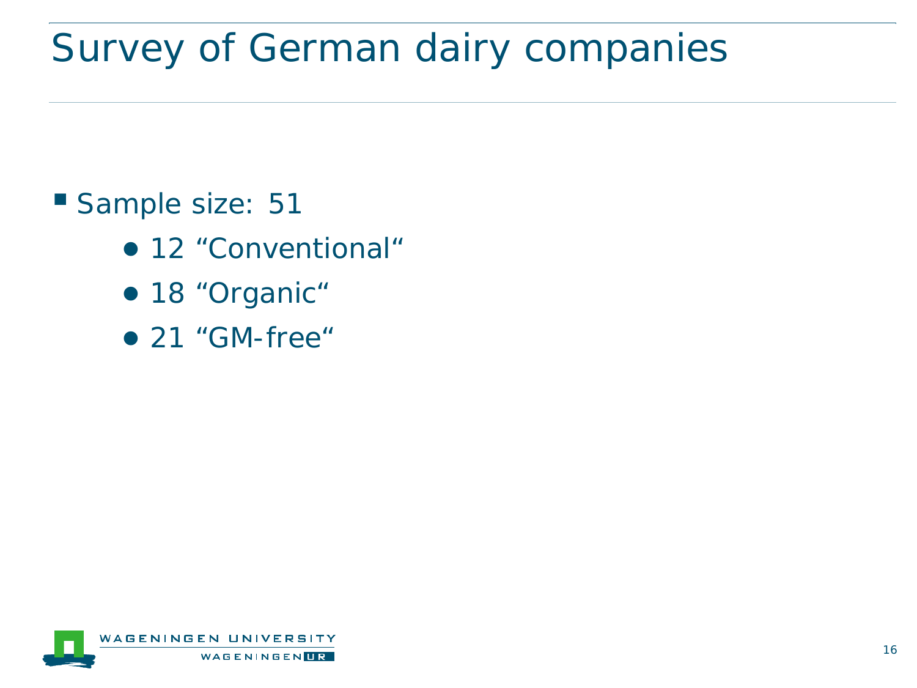# Survey of German dairy companies

- Sample size: 51
  - 12 “Conventional“
  - 18 “Organic“
  - 21 “GM-free“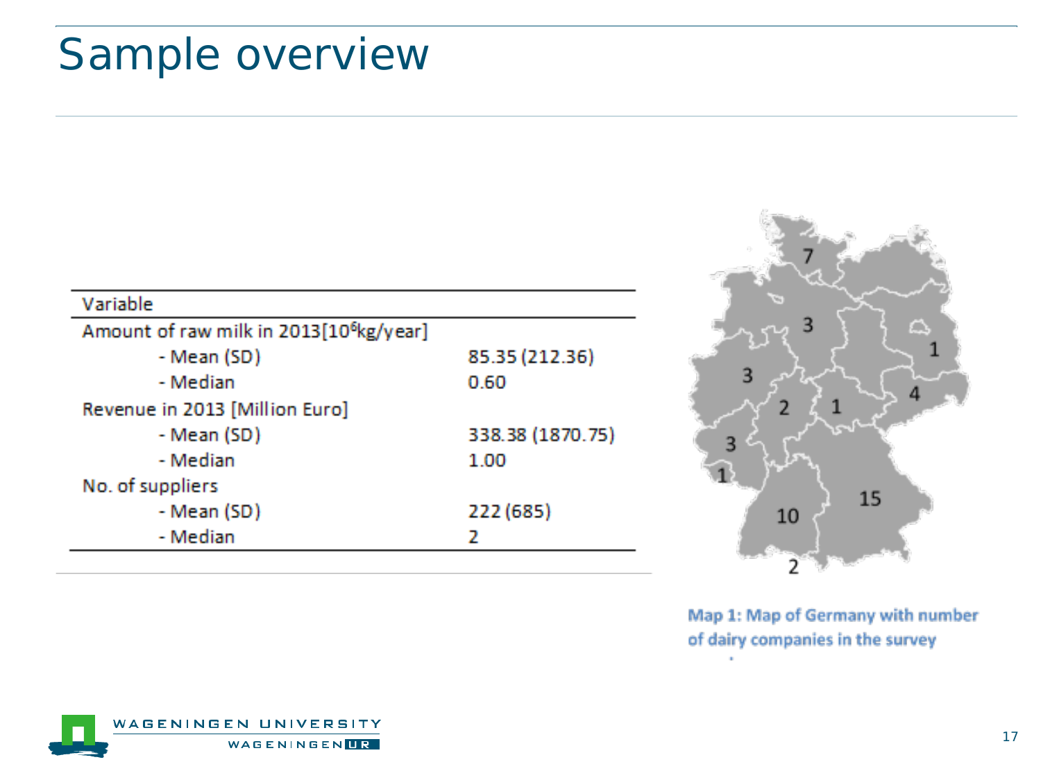# Sample overview

| Variable | |
|---|---|
| Amount of raw milk in 2013 [$10^6$ kg/year] | |
| - Mean (SD) | 85.35 (212.36) |
| - Median | 0.60 |
| Revenue in 2013 [Million Euro] | |
| - Mean (SD) | 338.38 (1870.75) |
| - Median | 1.00 |
| No. of suppliers | |
| - Mean (SD) | 222 (685) |
| - Median | 2 |

Map 1: Map of Germany with number of dairy companies in the survey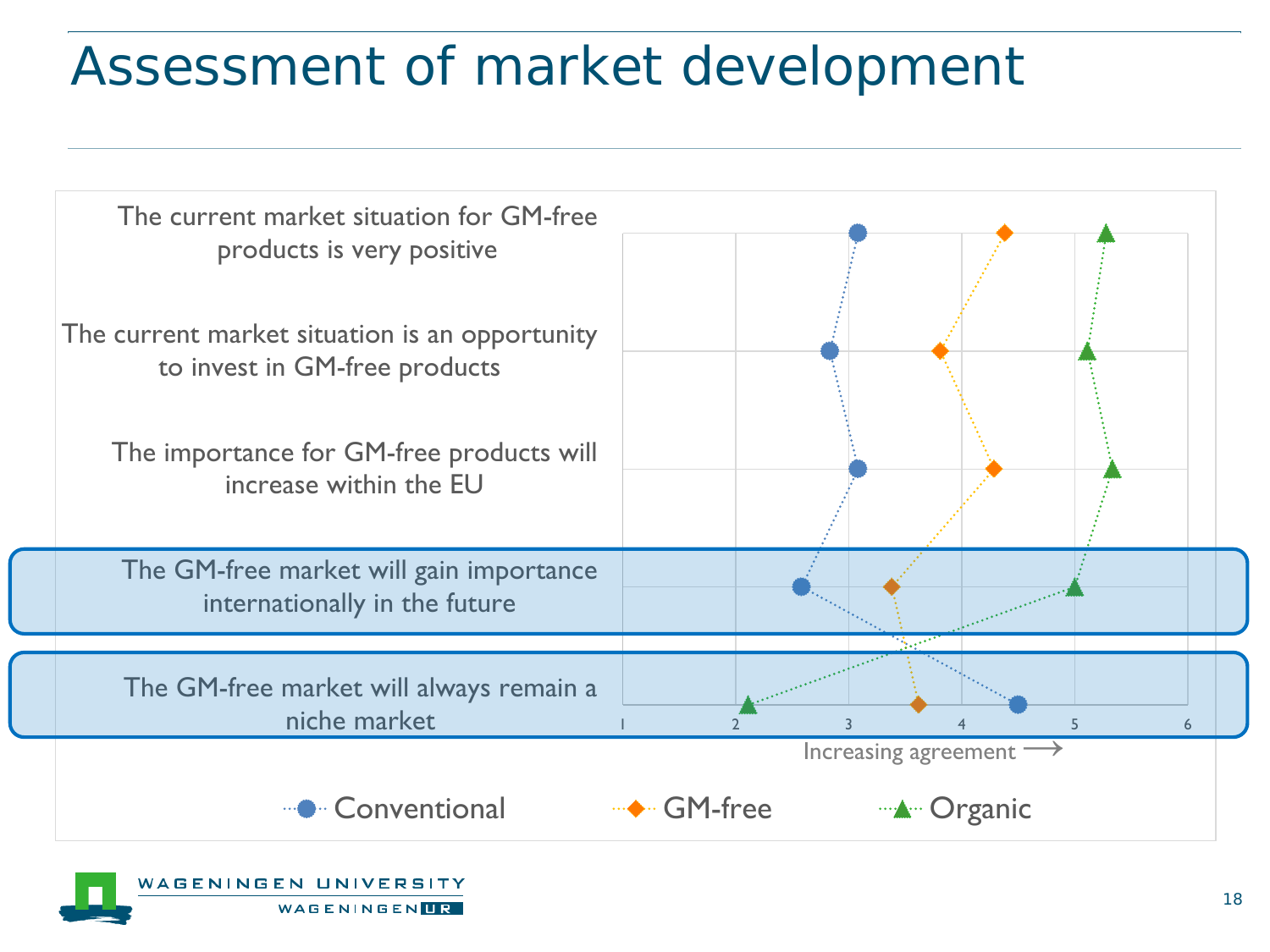# Assessment of market development

The current market situation for GM-free products is very positive

The current market situation is an opportunity to invest in GM-free products

The importance for GM-free products will increase within the EU

The GM-free market will gain importance internationally in the future

The GM-free market will always remain a niche market

1 2 3 4 5 6

Increasing agreement ⟶

Conventional · GM-free · Organic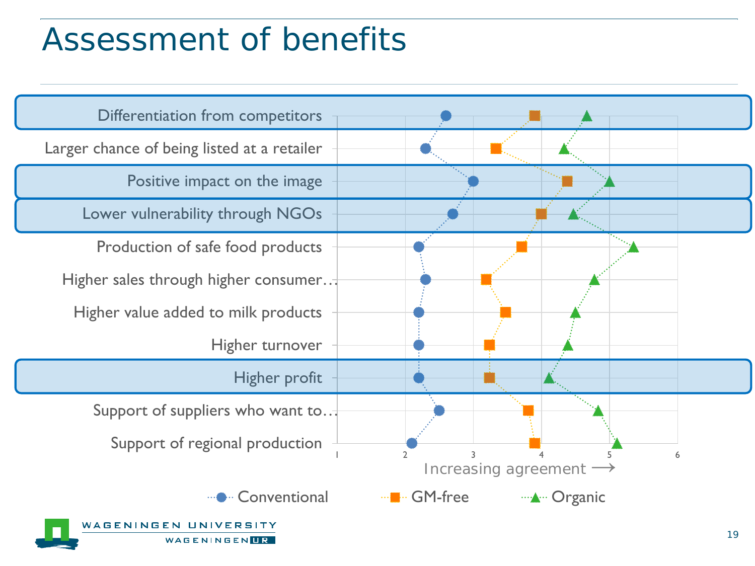# Assessment of benefits

Differentiation from competitors

Larger chance of being listed at a retailer

Positive impact on the image

Lower vulnerability through NGOs

Production of safe food products

Higher sales through higher consumer…

Higher value added to milk products

Higher turnover

Higher profit

Support of suppliers who want to…

Support of regional production

1 2 3 4 5 6

Increasing agreement ⟶

Conventional GM-free Organic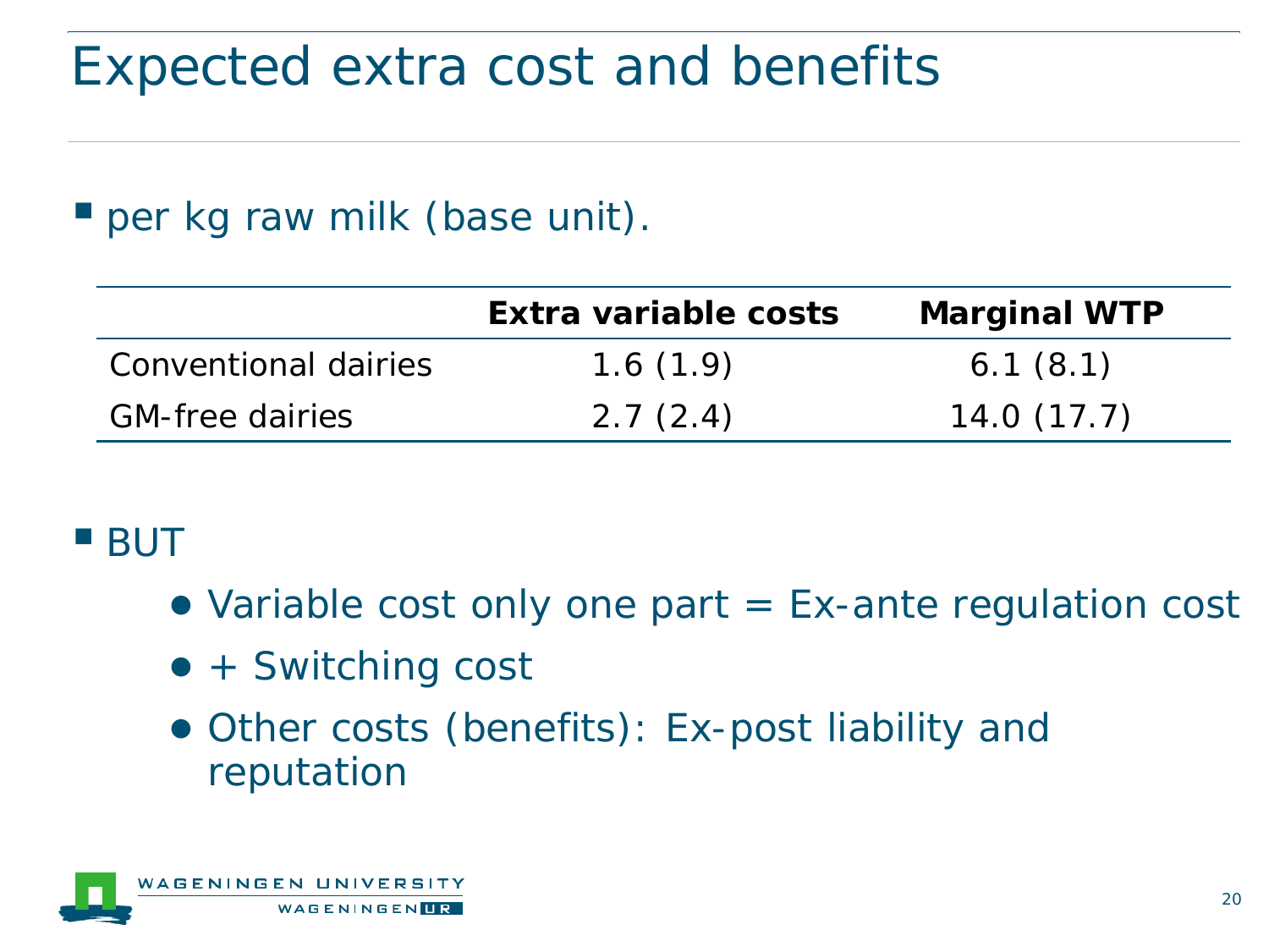# Expected extra cost and benefits

- per kg raw milk (base unit).

| | **Extra variable costs** | **Marginal WTP** |
|---|---|---|
| Conventional dairies | 1.6 (1.9) | 6.1 (8.1) |
| GM-free dairies | 2.7 (2.4) | 14.0 (17.7) |

- BUT
  - Variable cost only one part = Ex-ante regulation cost
  - + Switching cost
  - Other costs (benefits): Ex-post liability and reputation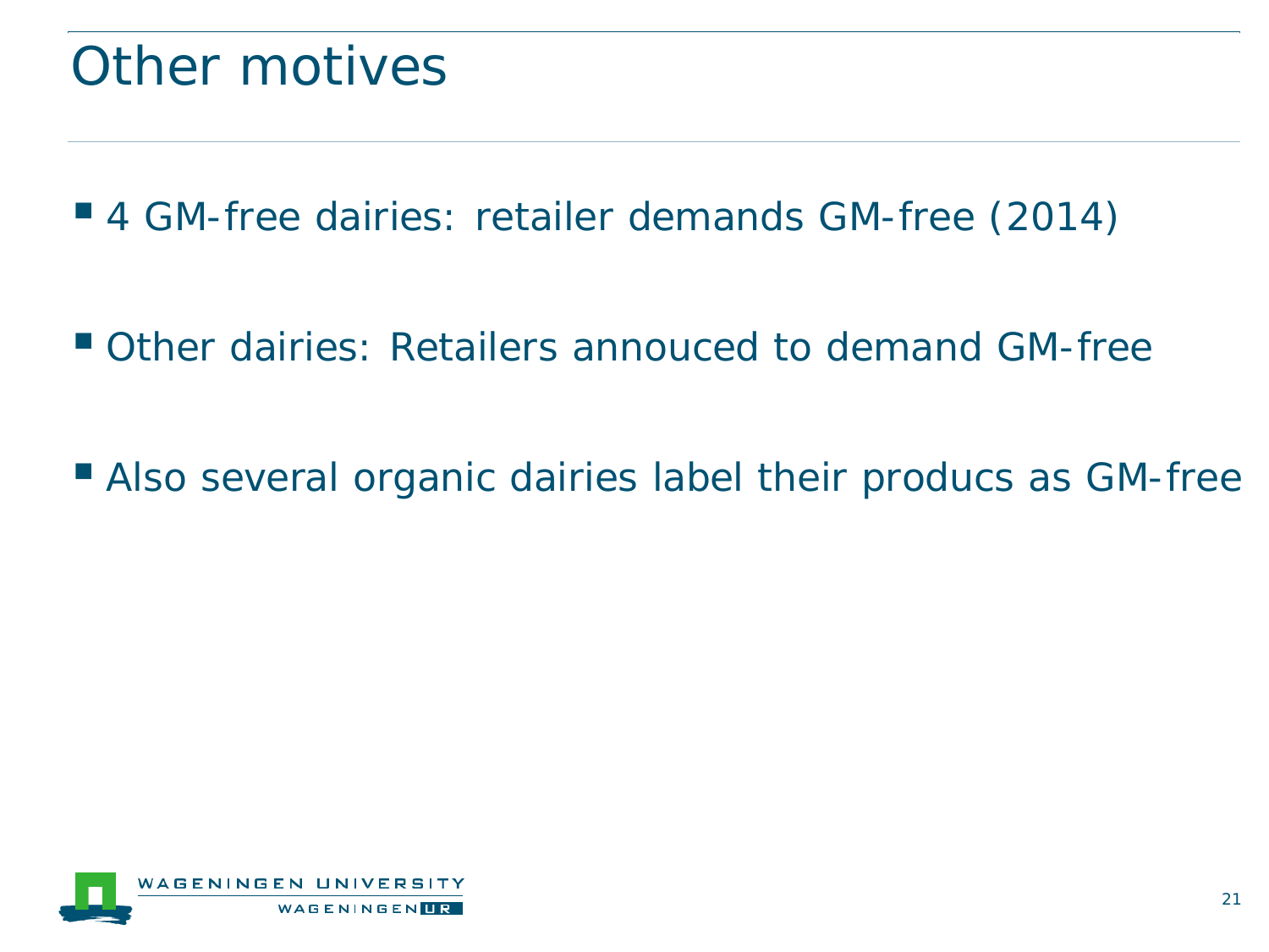# Other motives

- 4 GM-free dairies: retailer demands GM-free (2014)
- Other dairies: Retailers annouced to demand GM-free
- Also several organic dairies label their producs as GM-free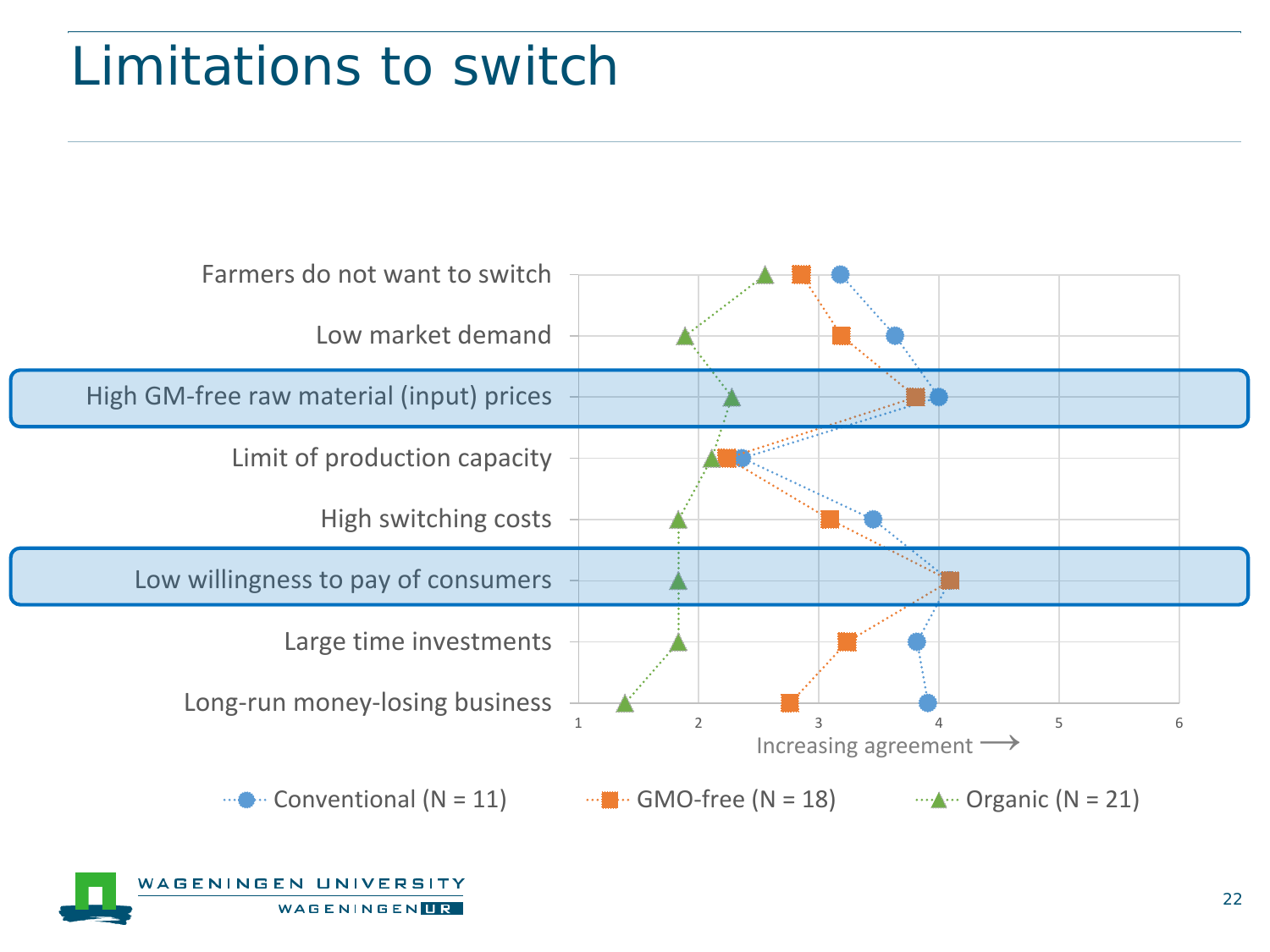# Limitations to switch

Farmers do not want to switch

Low market demand

High GM-free raw material (input) prices

Limit of production capacity

High switching costs

Low willingness to pay of consumers

Large time investments

Long-run money-losing business

1 2 3 4 5 6

Increasing agreement ⟶

Conventional (N = 11) GMO-free (N = 18) Organic (N = 21)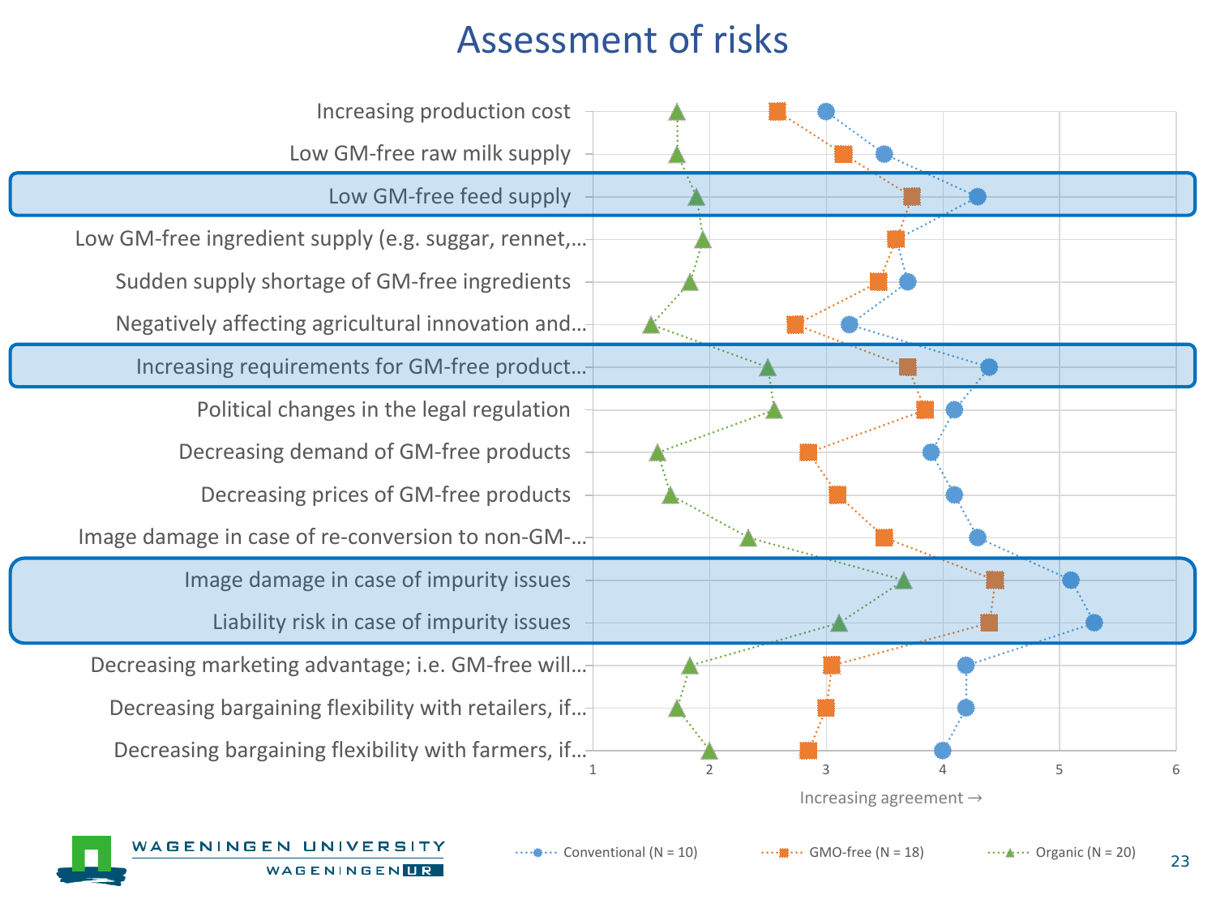# Assessment of risks

| Risk | Conventional (N = 10) | GMO-free (N = 18) | Organic (N = 20) |
|---|---|---|---|
| Increasing production cost | 3.0 | 2.6 | 1.7 |
| Low GM-free raw milk supply | 3.5 | 3.1 | 1.7 |
| **Low GM-free feed supply** | 4.3 | 3.7 | 1.9 |
| Low GM-free ingredient supply (e.g. suggar, rennet,… | 3.6 | 3.6 | 1.9 |
| Sudden supply shortage of GM-free ingredients | 3.7 | 3.4 | 1.8 |
| Negatively affecting agricultural innovation and… | 3.2 | 2.7 | 1.5 |
| **Increasing requirements for GM-free product…** | 4.4 | 3.7 | 2.5 |
| Political changes in the legal regulation | 4.1 | 3.8 | 2.6 |
| Decreasing demand of GM-free products | 3.9 | 2.8 | 1.6 |
| Decreasing prices of GM-free products | 4.1 | 3.1 | 1.7 |
| Image damage in case of re-conversion to non-GM-… | 4.3 | 3.5 | 2.3 |
| **Image damage in case of impurity issues** | 5.1 | 4.4 | 3.7 |
| **Liability risk in case of impurity issues** | 5.3 | 4.4 | 3.1 |
| Decreasing marketing advantage; i.e. GM-free will… | 4.2 | 3.0 | 1.8 |
| Decreasing bargaining flexibility with retailers, if… | 4.2 | 3.0 | 1.7 |
| Decreasing bargaining flexibility with farmers, if… | 4.0 | 2.8 | 2.0 |

Scale: 1–6, Increasing agreement →

Legend: Conventional (N = 10); GMO-free (N = 18); Organic (N = 20)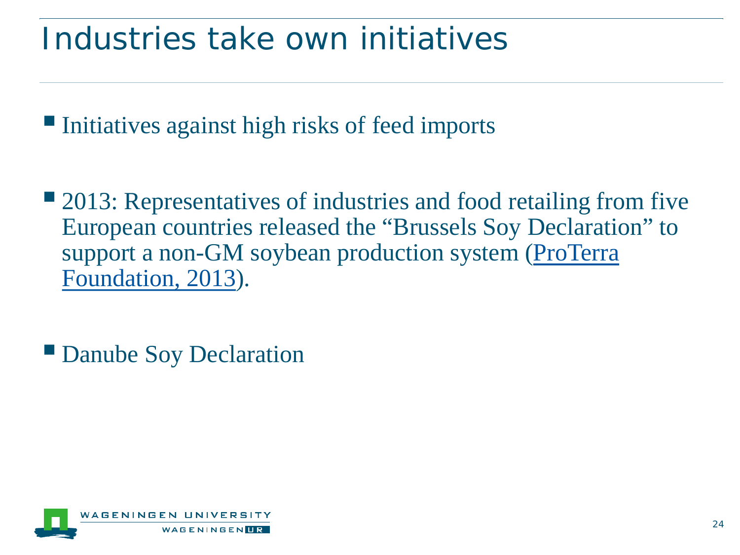# Industries take own initiatives

- Initiatives against high risks of feed imports

- 2013: Representatives of industries and food retailing from five European countries released the "Brussels Soy Declaration" to support a non-GM soybean production system (ProTerra Foundation, 2013).

- Danube Soy Declaration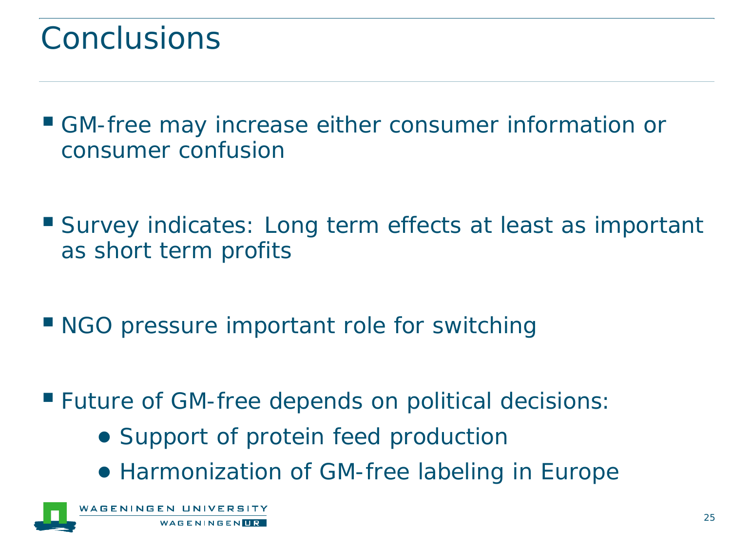# Conclusions

- GM-free may increase either consumer information or consumer confusion
- Survey indicates: Long term effects at least as important as short term profits
- NGO pressure important role for switching
- Future of GM-free depends on political decisions:
  - Support of protein feed production
  - Harmonization of GM-free labeling in Europe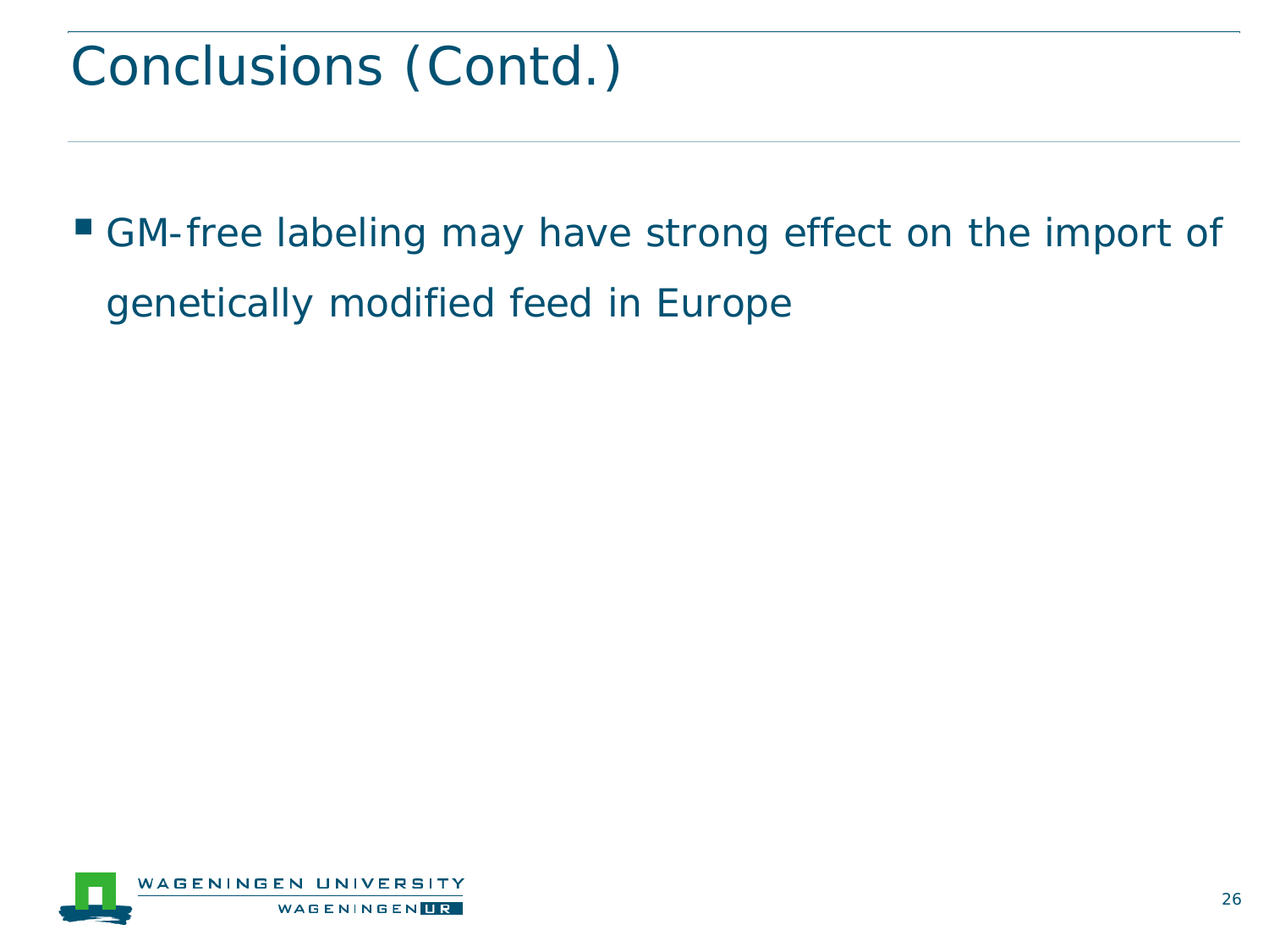# Conclusions (Contd.)

- GM-free labeling may have strong effect on the import of genetically modified feed in Europe